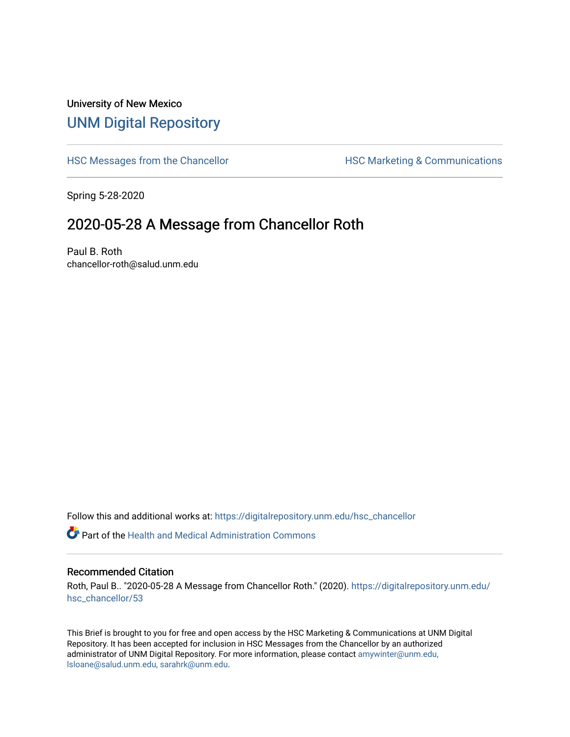University of New Mexico

# UNM Digital Repository

HSC Messages from the Chancellor

HSC Marketing & Communications

Spring 5-28-2020

## 2020-05-28 A Message from Chancellor Roth

Paul B. Roth
chancellor-roth@salud.unm.edu

Follow this and additional works at: https://digitalrepository.unm.edu/hsc_chancellor

Part of the Health and Medical Administration Commons

### Recommended Citation

Roth, Paul B.. "2020-05-28 A Message from Chancellor Roth." (2020). https://digitalrepository.unm.edu/hsc_chancellor/53

This Brief is brought to you for free and open access by the HSC Marketing & Communications at UNM Digital Repository. It has been accepted for inclusion in HSC Messages from the Chancellor by an authorized administrator of UNM Digital Repository. For more information, please contact amywinter@unm.edu, lsloane@salud.unm.edu, sarahrk@unm.edu.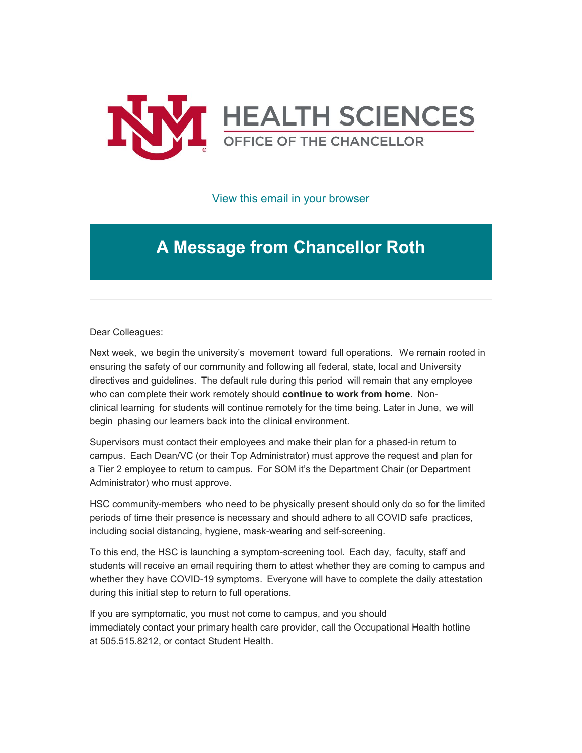HEALTH SCIENCES

OFFICE OF THE CHANCELLOR

View this email in your browser

# A Message from Chancellor Roth

Dear Colleagues:

Next week, we begin the university's movement toward full operations. We remain rooted in ensuring the safety of our community and following all federal, state, local and University directives and guidelines. The default rule during this period will remain that any employee who can complete their work remotely should **continue to work from home**. Non-clinical learning for students will continue remotely for the time being. Later in June, we will begin phasing our learners back into the clinical environment.

Supervisors must contact their employees and make their plan for a phased-in return to campus. Each Dean/VC (or their Top Administrator) must approve the request and plan for a Tier 2 employee to return to campus. For SOM it's the Department Chair (or Department Administrator) who must approve.

HSC community-members who need to be physically present should only do so for the limited periods of time their presence is necessary and should adhere to all COVID safe practices, including social distancing, hygiene, mask-wearing and self-screening.

To this end, the HSC is launching a symptom-screening tool. Each day, faculty, staff and students will receive an email requiring them to attest whether they are coming to campus and whether they have COVID-19 symptoms. Everyone will have to complete the daily attestation during this initial step to return to full operations.

If you are symptomatic, you must not come to campus, and you should immediately contact your primary health care provider, call the Occupational Health hotline at 505.515.8212, or contact Student Health.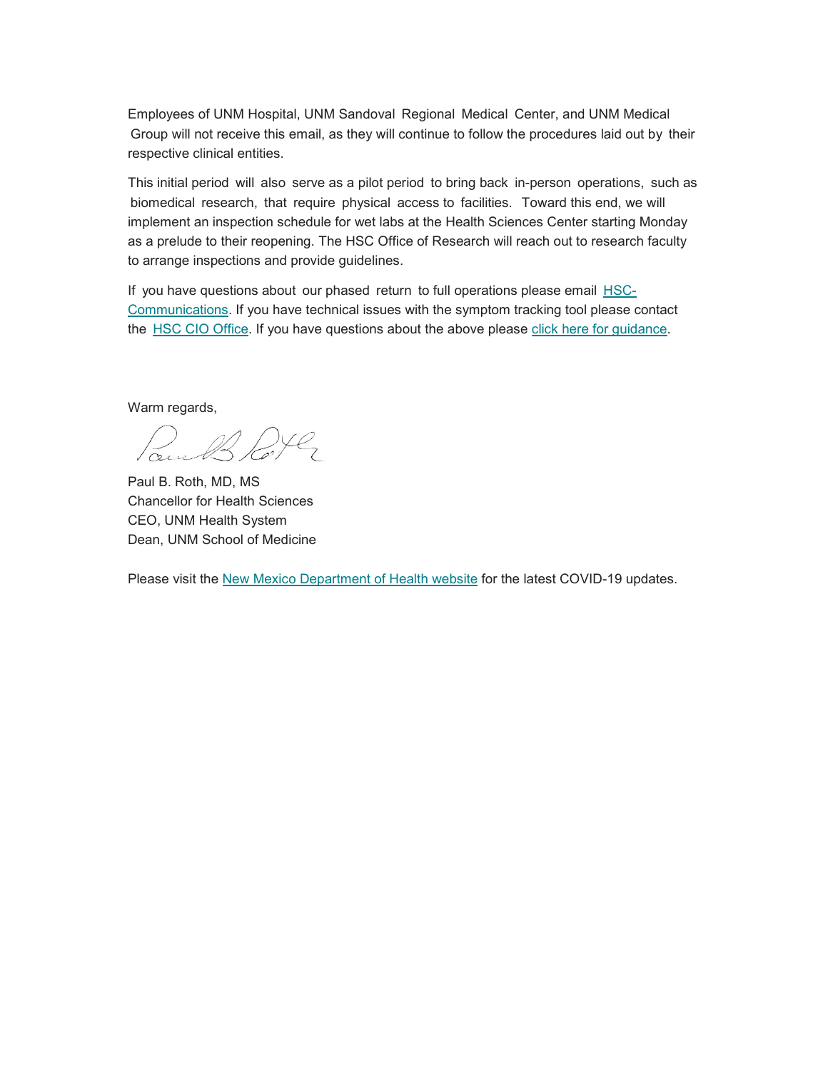Employees of UNM Hospital, UNM Sandoval Regional Medical Center, and UNM Medical Group will not receive this email, as they will continue to follow the procedures laid out by their respective clinical entities.

This initial period will also serve as a pilot period to bring back in-person operations, such as biomedical research, that require physical access to facilities. Toward this end, we will implement an inspection schedule for wet labs at the Health Sciences Center starting Monday as a prelude to their reopening. The HSC Office of Research will reach out to research faculty to arrange inspections and provide guidelines.

If you have questions about our phased return to full operations please email HSC-Communications. If you have technical issues with the symptom tracking tool please contact the HSC CIO Office. If you have questions about the above please click here for guidance.

Warm regards,

Paul B. Roth, MD, MS
Chancellor for Health Sciences
CEO, UNM Health System
Dean, UNM School of Medicine

Please visit the New Mexico Department of Health website for the latest COVID-19 updates.